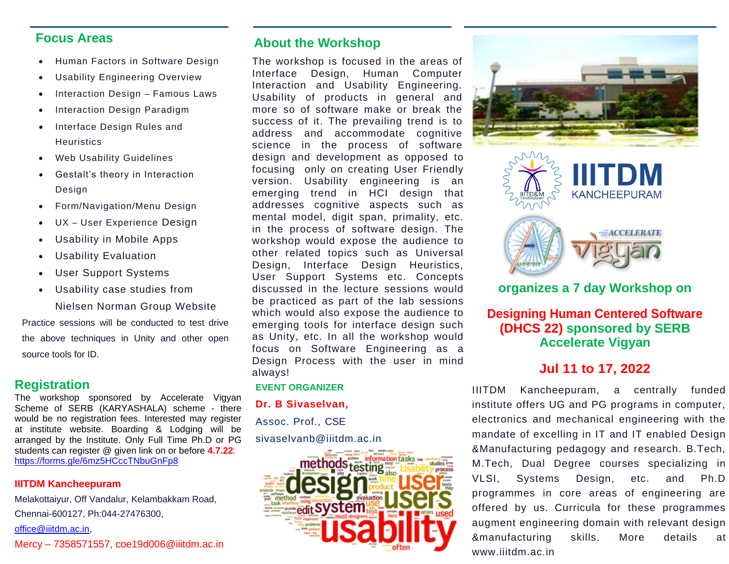## Focus Areas

- Human Factors in Software Design
- Usability Engineering Overview
- Interaction Design – Famous Laws
- Interaction Design Paradigm
- Interface Design Rules and Heuristics
- Web Usability Guidelines
- Gestalt's theory in Interaction Design
- Form/Navigation/Menu Design
- UX – User Experience Design
- Usability in Mobile Apps
- Usability Evaluation
- User Support Systems
- Usability case studies from Nielsen Norman Group Website

Practice sessions will be conducted to test drive the above techniques in Unity and other open source tools for ID.

## Registration

The workshop sponsored by Accelerate Vigyan Scheme of SERB (KARYASHALA) scheme - there would be no registration fees. Interested may register at institute website. Boarding & Lodging will be arranged by the Institute. Only Full Time Ph.D or PG students can register @ given link on or before **4.7.22**: https://forms.gle/6mz5HCcTNbuGnFp8

**IIITDM Kancheepuram**

Melakottaiyur, Off Vandalur, Kelambakkam Road, Chennai-600127, Ph:044-27476300, office@iiitdm.ac.in,

Mercy – 7358571557, coe19d006@iiitdm.ac.in

## About the Workshop

The workshop is focused in the areas of Interface Design, Human Computer Interaction and Usability Engineering. Usability of products in general and more so of software make or break the success of it. The prevailing trend is to address and accommodate cognitive science in the process of software design and development as opposed to focusing only on creating User Friendly version. Usability engineering is an emerging trend in HCI design that addresses cognitive aspects such as mental model, digit span, primality, etc. in the process of software design. The workshop would expose the audience to other related topics such as Universal Design, Interface Design Heuristics, User Support Systems etc. Concepts discussed in the lecture sessions would be practiced as part of the lab sessions which would also expose the audience to emerging tools for interface design such as Unity, etc. In all the workshop would focus on Software Engineering as a Design Process with the user in mind always!

**EVENT ORGANIZER**

**Dr. B Sivaselvan,**

Assoc. Prof., CSE

sivaselvanb@iiitdm.ac.in

# IIITDM KANCHEEPURAM

ACCELERATE vigyan

**organizes a 7 day Workshop on**

## Designing Human Centered Software (DHCS 22) sponsored by SERB Accelerate Vigyan

## Jul 11 to 17, 2022

IIITDM Kancheepuram, a centrally funded institute offers UG and PG programs in computer, electronics and mechanical engineering with the mandate of excelling in IT and IT enabled Design &Manufacturing pedagogy and research. B.Tech, M.Tech, Dual Degree courses specializing in VLSI, Systems Design, etc. and Ph.D programmes in core areas of engineering are offered by us. Curricula for these programmes augment engineering domain with relevant design &manufacturing skills. More details at www.iiitdm.ac.in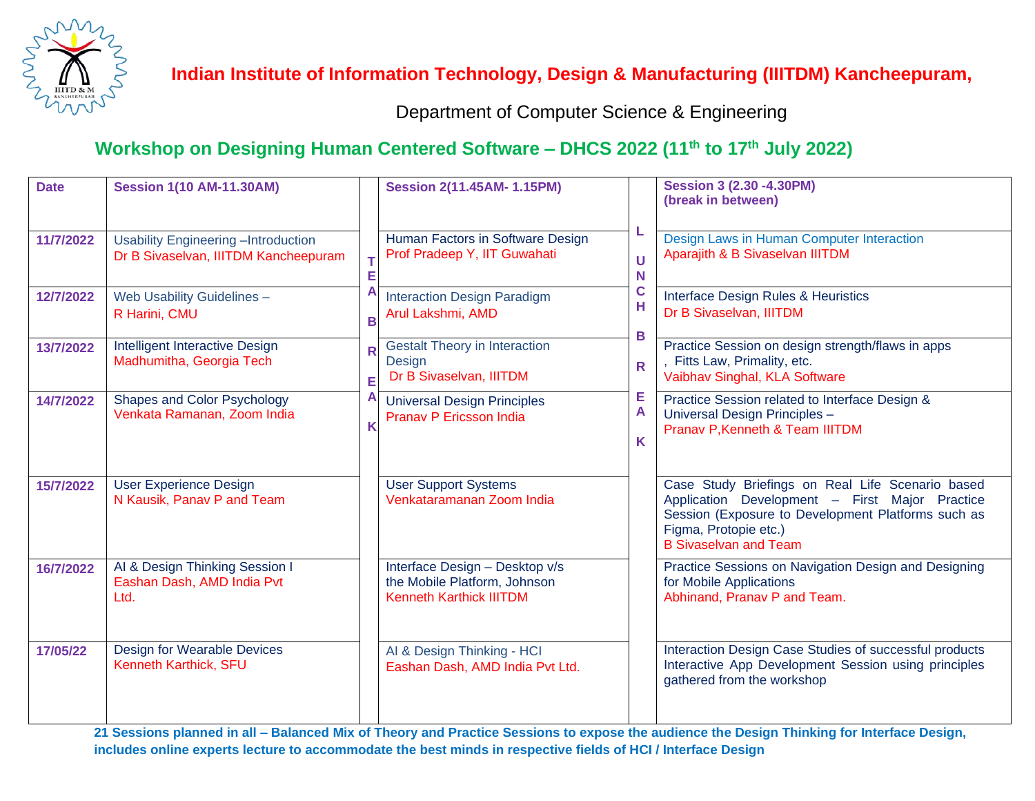# Indian Institute of Information Technology, Design & Manufacturing (IIITDM) Kancheepuram,

Department of Computer Science & Engineering

## Workshop on Designing Human Centered Software – DHCS 2022 (11th to 17th July 2022)

| Date | Session 1(10 AM-11.30AM) | | Session 2(11.45AM- 1.15PM) | | Session 3 (2.30 -4.30PM) (break in between) |
|---|---|---|---|---|---|
| 11/7/2022 | Usability Engineering –Introduction<br>Dr B Sivaselvan, IIITDM Kancheepuram | TEA BREAK | Human Factors in Software Design<br>Prof Pradeep Y, IIT Guwahati | LUNCH BREAK | Design Laws in Human Computer Interaction<br>Aparajith & B Sivaselvan IIITDM |
| 12/7/2022 | Web Usability Guidelines –<br>R Harini, CMU | | Interaction Design Paradigm<br>Arul Lakshmi, AMD | | Interface Design Rules & Heuristics<br>Dr B Sivaselvan, IIITDM |
| 13/7/2022 | Intelligent Interactive Design<br>Madhumitha, Georgia Tech | | Gestalt Theory in Interaction Design<br>Dr B Sivaselvan, IIITDM | | Practice Session on design strength/flaws in apps , Fitts Law, Primality, etc.<br>Vaibhav Singhal, KLA Software |
| 14/7/2022 | Shapes and Color Psychology<br>Venkata Ramanan, Zoom India | | Universal Design Principles<br>Pranav P Ericsson India | | Practice Session related to Interface Design & Universal Design Principles –<br>Pranav P,Kenneth & Team IIITDM |
| 15/7/2022 | User Experience Design<br>N Kausik, Panav P and Team | | User Support Systems<br>Venkataramanan Zoom India | | Case Study Briefings on Real Life Scenario based Application Development – First Major Practice Session (Exposure to Development Platforms such as Figma, Protopie etc.)<br>B Sivaselvan and Team |
| 16/7/2022 | AI & Design Thinking Session I<br>Eashan Dash, AMD India Pvt Ltd. | | Interface Design – Desktop v/s the Mobile Platform, Johnson<br>Kenneth Karthick IIITDM | | Practice Sessions on Navigation Design and Designing for Mobile Applications<br>Abhinand, Pranav P and Team. |
| 17/05/22 | Design for Wearable Devices<br>Kenneth Karthick, SFU | | AI & Design Thinking - HCI<br>Eashan Dash, AMD India Pvt Ltd. | | Interaction Design Case Studies of successful products Interactive App Development Session using principles gathered from the workshop |

**21 Sessions planned in all – Balanced Mix of Theory and Practice Sessions to expose the audience the Design Thinking for Interface Design, includes online experts lecture to accommodate the best minds in respective fields of HCI / Interface Design**